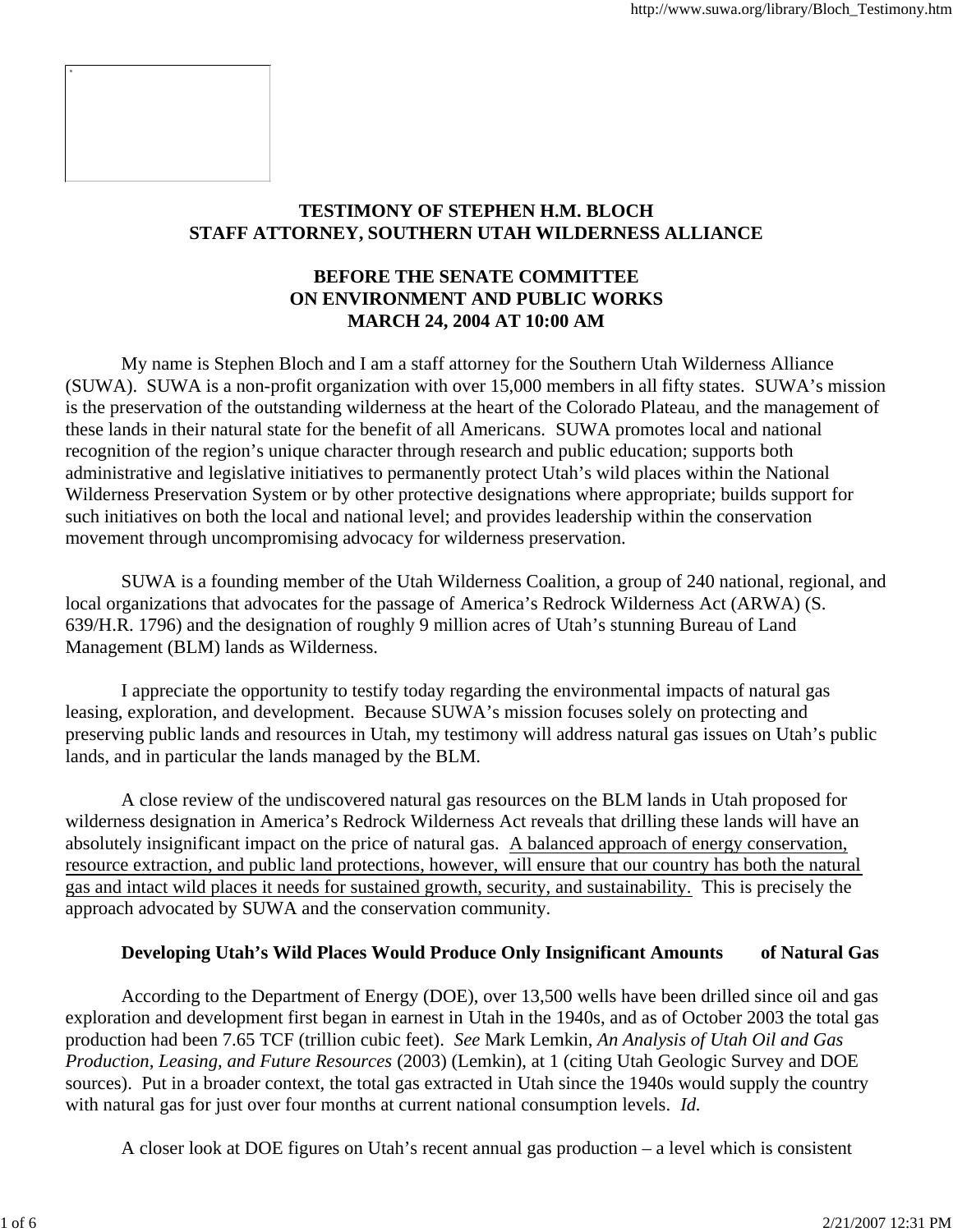**TESTIMONY OF STEPHEN H.M. BLOCH**
**STAFF ATTORNEY, SOUTHERN UTAH WILDERNESS ALLIANCE**

**BEFORE THE SENATE COMMITTEE**
**ON ENVIRONMENT AND PUBLIC WORKS**
**MARCH 24, 2004 AT 10:00 AM**

My name is Stephen Bloch and I am a staff attorney for the Southern Utah Wilderness Alliance (SUWA). SUWA is a non-profit organization with over 15,000 members in all fifty states. SUWA's mission is the preservation of the outstanding wilderness at the heart of the Colorado Plateau, and the management of these lands in their natural state for the benefit of all Americans. SUWA promotes local and national recognition of the region's unique character through research and public education; supports both administrative and legislative initiatives to permanently protect Utah's wild places within the National Wilderness Preservation System or by other protective designations where appropriate; builds support for such initiatives on both the local and national level; and provides leadership within the conservation movement through uncompromising advocacy for wilderness preservation.

SUWA is a founding member of the Utah Wilderness Coalition, a group of 240 national, regional, and local organizations that advocates for the passage of America's Redrock Wilderness Act (ARWA) (S. 639/H.R. 1796) and the designation of roughly 9 million acres of Utah's stunning Bureau of Land Management (BLM) lands as Wilderness.

I appreciate the opportunity to testify today regarding the environmental impacts of natural gas leasing, exploration, and development. Because SUWA's mission focuses solely on protecting and preserving public lands and resources in Utah, my testimony will address natural gas issues on Utah's public lands, and in particular the lands managed by the BLM.

A close review of the undiscovered natural gas resources on the BLM lands in Utah proposed for wilderness designation in America's Redrock Wilderness Act reveals that drilling these lands will have an absolutely insignificant impact on the price of natural gas. <u>A balanced approach of energy conservation, resource extraction, and public land protections, however, will ensure that our country has both the natural gas and intact wild places it needs for sustained growth, security, and sustainability.</u> This is precisely the approach advocated by SUWA and the conservation community.

**Developing Utah's Wild Places Would Produce Only Insignificant Amounts of Natural Gas**

According to the Department of Energy (DOE), over 13,500 wells have been drilled since oil and gas exploration and development first began in earnest in Utah in the 1940s, and as of October 2003 the total gas production had been 7.65 TCF (trillion cubic feet). *See* Mark Lemkin, *An Analysis of Utah Oil and Gas Production, Leasing, and Future Resources* (2003) (Lemkin), at 1 (citing Utah Geologic Survey and DOE sources). Put in a broader context, the total gas extracted in Utah since the 1940s would supply the country with natural gas for just over four months at current national consumption levels. *Id.*

A closer look at DOE figures on Utah's recent annual gas production – a level which is consistent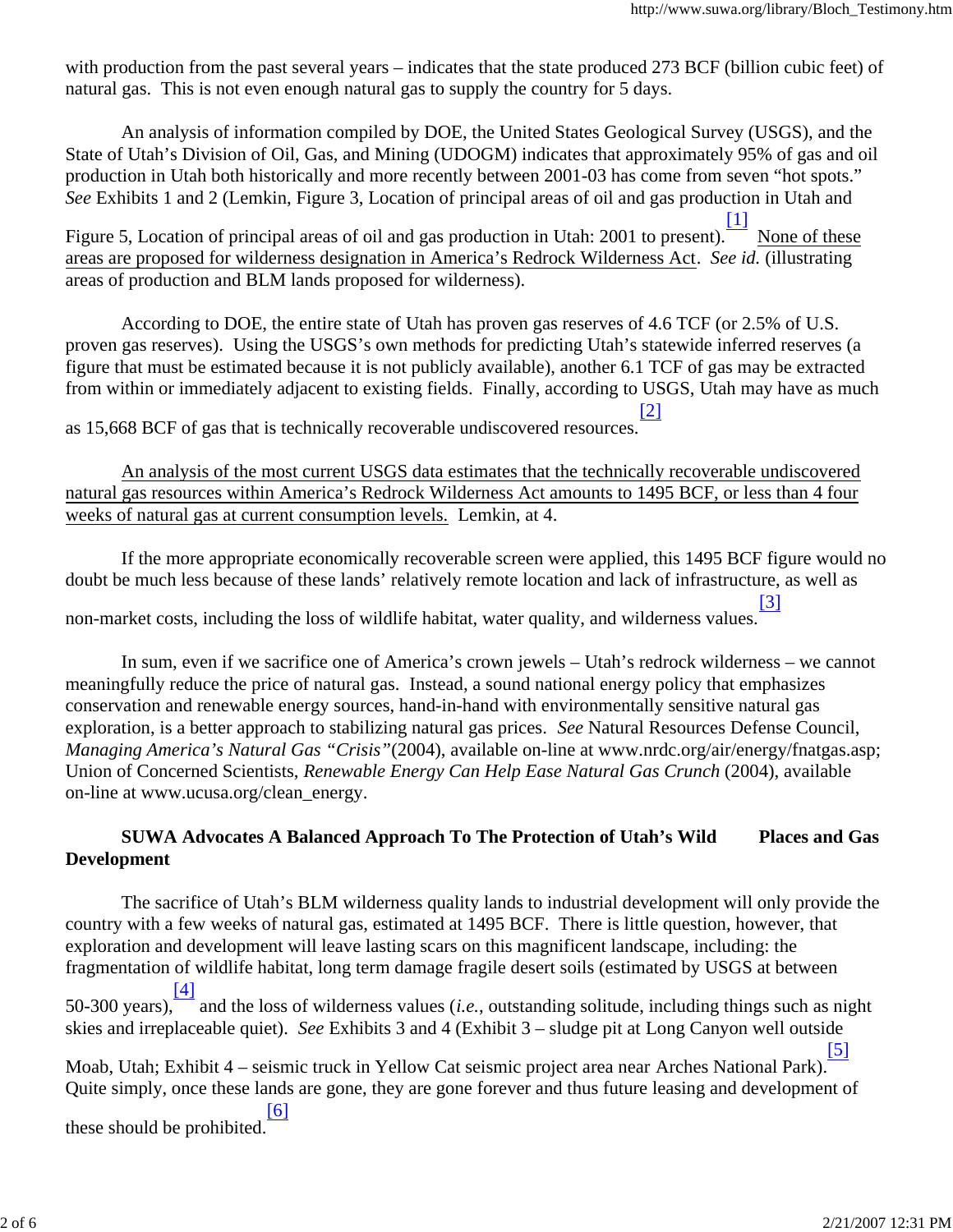with production from the past several years – indicates that the state produced 273 BCF (billion cubic feet) of natural gas. This is not even enough natural gas to supply the country for 5 days.

An analysis of information compiled by DOE, the United States Geological Survey (USGS), and the State of Utah's Division of Oil, Gas, and Mining (UDOGM) indicates that approximately 95% of gas and oil production in Utah both historically and more recently between 2001-03 has come from seven "hot spots." *See* Exhibits 1 and 2 (Lemkin, Figure 3, Location of principal areas of oil and gas production in Utah and Figure 5, Location of principal areas of oil and gas production in Utah: 2001 to present).[1] <u>None of these areas are proposed for wilderness designation in America's Redrock Wilderness Act</u>. *See id.* (illustrating areas of production and BLM lands proposed for wilderness).

According to DOE, the entire state of Utah has proven gas reserves of 4.6 TCF (or 2.5% of U.S. proven gas reserves). Using the USGS's own methods for predicting Utah's statewide inferred reserves (a figure that must be estimated because it is not publicly available), another 6.1 TCF of gas may be extracted from within or immediately adjacent to existing fields. Finally, according to USGS, Utah may have as much as 15,668 BCF of gas that is technically recoverable undiscovered resources.[2]

<u>An analysis of the most current USGS data estimates that the technically recoverable undiscovered natural gas resources within America's Redrock Wilderness Act amounts to 1495 BCF, or less than 4 four weeks of natural gas at current consumption levels.</u> Lemkin, at 4.

If the more appropriate economically recoverable screen were applied, this 1495 BCF figure would no doubt be much less because of these lands' relatively remote location and lack of infrastructure, as well as non-market costs, including the loss of wildlife habitat, water quality, and wilderness values.[3]

In sum, even if we sacrifice one of America's crown jewels – Utah's redrock wilderness – we cannot meaningfully reduce the price of natural gas. Instead, a sound national energy policy that emphasizes conservation and renewable energy sources, hand-in-hand with environmentally sensitive natural gas exploration, is a better approach to stabilizing natural gas prices. *See* Natural Resources Defense Council, *Managing America's Natural Gas "Crisis"*(2004), available on-line at www.nrdc.org/air/energy/fnatgas.asp; Union of Concerned Scientists, *Renewable Energy Can Help Ease Natural Gas Crunch* (2004), available on-line at www.ucusa.org/clean_energy.

**SUWA Advocates A Balanced Approach To The Protection of Utah's Wild Places and Gas Development**

The sacrifice of Utah's BLM wilderness quality lands to industrial development will only provide the country with a few weeks of natural gas, estimated at 1495 BCF. There is little question, however, that exploration and development will leave lasting scars on this magnificent landscape, including: the fragmentation of wildlife habitat, long term damage fragile desert soils (estimated by USGS at between 50-300 years),[4] and the loss of wilderness values (*i.e.*, outstanding solitude, including things such as night skies and irreplaceable quiet). *See* Exhibits 3 and 4 (Exhibit 3 – sludge pit at Long Canyon well outside Moab, Utah; Exhibit 4 – seismic truck in Yellow Cat seismic project area near Arches National Park).[5] Quite simply, once these lands are gone, they are gone forever and thus future leasing and development of these should be prohibited.[6]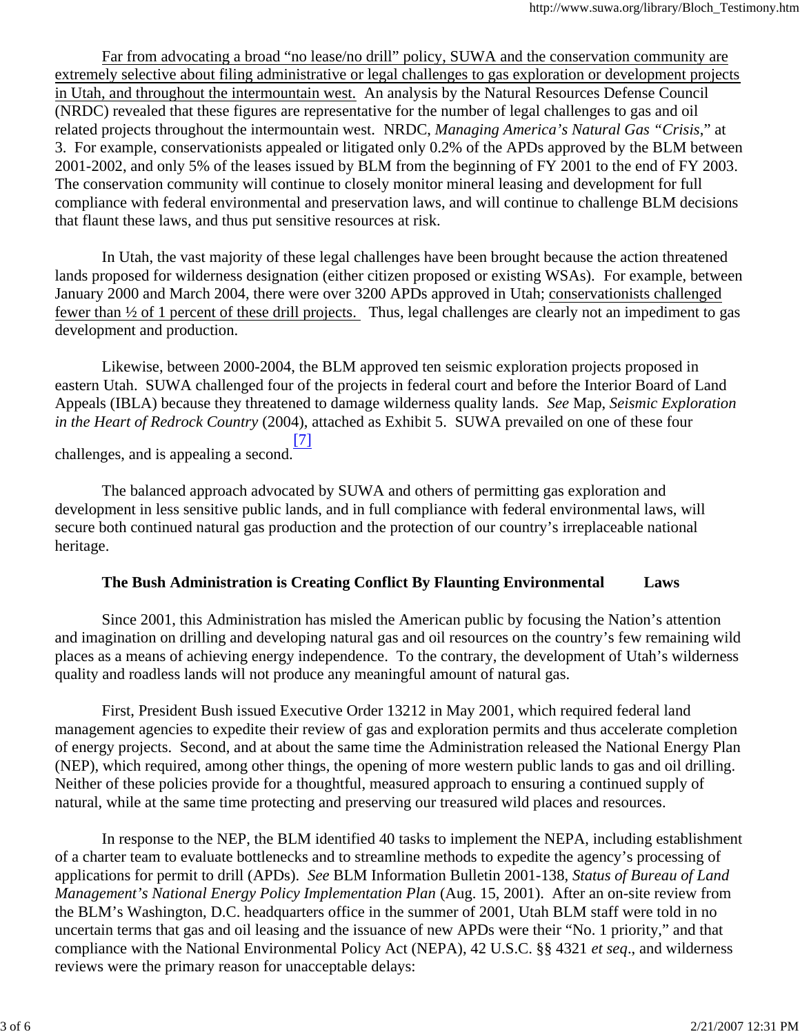Far from advocating a broad “no lease/no drill” policy, SUWA and the conservation community are extremely selective about filing administrative or legal challenges to gas exploration or development projects in Utah, and throughout the intermountain west. An analysis by the Natural Resources Defense Council (NRDC) revealed that these figures are representative for the number of legal challenges to gas and oil related projects throughout the intermountain west. NRDC, *Managing America’s Natural Gas “Crisis*,” at 3. For example, conservationists appealed or litigated only 0.2% of the APDs approved by the BLM between 2001-2002, and only 5% of the leases issued by BLM from the beginning of FY 2001 to the end of FY 2003. The conservation community will continue to closely monitor mineral leasing and development for full compliance with federal environmental and preservation laws, and will continue to challenge BLM decisions that flaunt these laws, and thus put sensitive resources at risk.

In Utah, the vast majority of these legal challenges have been brought because the action threatened lands proposed for wilderness designation (either citizen proposed or existing WSAs). For example, between January 2000 and March 2004, there were over 3200 APDs approved in Utah; conservationists challenged fewer than ½ of 1 percent of these drill projects. Thus, legal challenges are clearly not an impediment to gas development and production.

Likewise, between 2000-2004, the BLM approved ten seismic exploration projects proposed in eastern Utah. SUWA challenged four of the projects in federal court and before the Interior Board of Land Appeals (IBLA) because they threatened to damage wilderness quality lands. *See* Map, *Seismic Exploration in the Heart of Redrock Country* (2004), attached as Exhibit 5. SUWA prevailed on one of these four challenges, and is appealing a second.[7]

The balanced approach advocated by SUWA and others of permitting gas exploration and development in less sensitive public lands, and in full compliance with federal environmental laws, will secure both continued natural gas production and the protection of our country’s irreplaceable national heritage.

**The Bush Administration is Creating Conflict By Flaunting Environmental Laws**

Since 2001, this Administration has misled the American public by focusing the Nation’s attention and imagination on drilling and developing natural gas and oil resources on the country’s few remaining wild places as a means of achieving energy independence. To the contrary, the development of Utah’s wilderness quality and roadless lands will not produce any meaningful amount of natural gas.

First, President Bush issued Executive Order 13212 in May 2001, which required federal land management agencies to expedite their review of gas and exploration permits and thus accelerate completion of energy projects. Second, and at about the same time the Administration released the National Energy Plan (NEP), which required, among other things, the opening of more western public lands to gas and oil drilling. Neither of these policies provide for a thoughtful, measured approach to ensuring a continued supply of natural, while at the same time protecting and preserving our treasured wild places and resources.

In response to the NEP, the BLM identified 40 tasks to implement the NEPA, including establishment of a charter team to evaluate bottlenecks and to streamline methods to expedite the agency’s processing of applications for permit to drill (APDs). *See* BLM Information Bulletin 2001-138, *Status of Bureau of Land Management’s National Energy Policy Implementation Plan* (Aug. 15, 2001). After an on-site review from the BLM’s Washington, D.C. headquarters office in the summer of 2001, Utah BLM staff were told in no uncertain terms that gas and oil leasing and the issuance of new APDs were their “No. 1 priority,” and that compliance with the National Environmental Policy Act (NEPA), 42 U.S.C. §§ 4321 *et seq*., and wilderness reviews were the primary reason for unacceptable delays: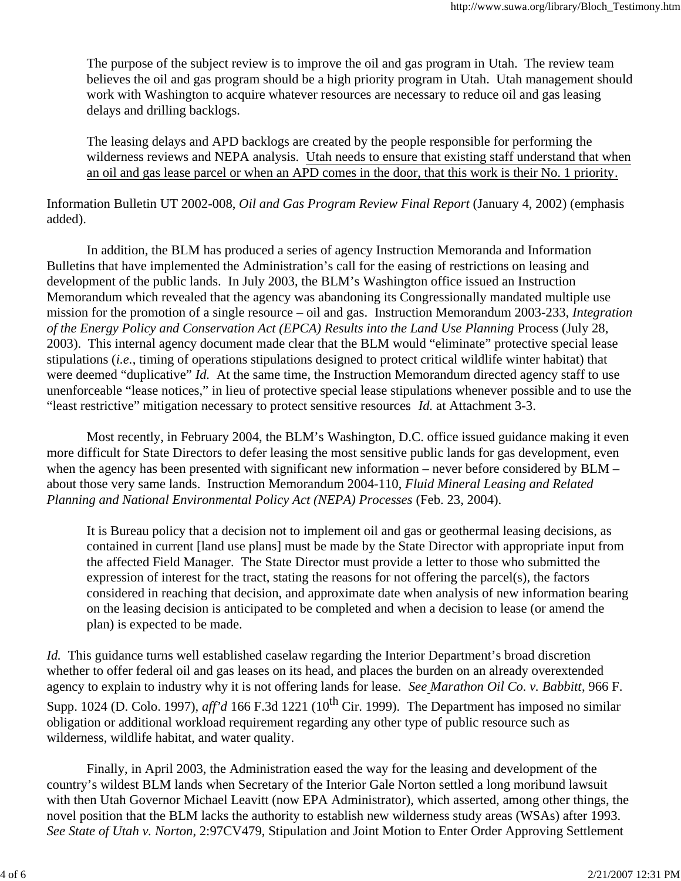> The purpose of the subject review is to improve the oil and gas program in Utah. The review team believes the oil and gas program should be a high priority program in Utah. Utah management should work with Washington to acquire whatever resources are necessary to reduce oil and gas leasing delays and drilling backlogs.
>
> The leasing delays and APD backlogs are created by the people responsible for performing the wilderness reviews and NEPA analysis. <u>Utah needs to ensure that existing staff understand that when an oil and gas lease parcel or when an APD comes in the door, that this work is their No. 1 priority.</u>

Information Bulletin UT 2002-008, *Oil and Gas Program Review Final Report* (January 4, 2002) (emphasis added).

In addition, the BLM has produced a series of agency Instruction Memoranda and Information Bulletins that have implemented the Administration's call for the easing of restrictions on leasing and development of the public lands. In July 2003, the BLM's Washington office issued an Instruction Memorandum which revealed that the agency was abandoning its Congressionally mandated multiple use mission for the promotion of a single resource – oil and gas. Instruction Memorandum 2003-233, *Integration of the Energy Policy and Conservation Act (EPCA) Results into the Land Use Planning* Process (July 28, 2003). This internal agency document made clear that the BLM would "eliminate" protective special lease stipulations (*i.e.*, timing of operations stipulations designed to protect critical wildlife winter habitat) that were deemed "duplicative" *Id.* At the same time, the Instruction Memorandum directed agency staff to use unenforceable "lease notices," in lieu of protective special lease stipulations whenever possible and to use the "least restrictive" mitigation necessary to protect sensitive resources *Id.* at Attachment 3-3.

Most recently, in February 2004, the BLM's Washington, D.C. office issued guidance making it even more difficult for State Directors to defer leasing the most sensitive public lands for gas development, even when the agency has been presented with significant new information – never before considered by BLM – about those very same lands. Instruction Memorandum 2004-110, *Fluid Mineral Leasing and Related Planning and National Environmental Policy Act (NEPA) Processes* (Feb. 23, 2004).

> It is Bureau policy that a decision not to implement oil and gas or geothermal leasing decisions, as contained in current [land use plans] must be made by the State Director with appropriate input from the affected Field Manager. The State Director must provide a letter to those who submitted the expression of interest for the tract, stating the reasons for not offering the parcel(s), the factors considered in reaching that decision, and approximate date when analysis of new information bearing on the leasing decision is anticipated to be completed and when a decision to lease (or amend the plan) is expected to be made.

*Id.* This guidance turns well established caselaw regarding the Interior Department's broad discretion whether to offer federal oil and gas leases on its head, and places the burden on an already overextended agency to explain to industry why it is not offering lands for lease. *See Marathon Oil Co. v. Babbitt*, 966 F. Supp. 1024 (D. Colo. 1997), *aff'd* 166 F.3d 1221 (10th Cir. 1999). The Department has imposed no similar obligation or additional workload requirement regarding any other type of public resource such as wilderness, wildlife habitat, and water quality.

Finally, in April 2003, the Administration eased the way for the leasing and development of the country's wildest BLM lands when Secretary of the Interior Gale Norton settled a long moribund lawsuit with then Utah Governor Michael Leavitt (now EPA Administrator), which asserted, among other things, the novel position that the BLM lacks the authority to establish new wilderness study areas (WSAs) after 1993. *See State of Utah v. Norton*, 2:97CV479, Stipulation and Joint Motion to Enter Order Approving Settlement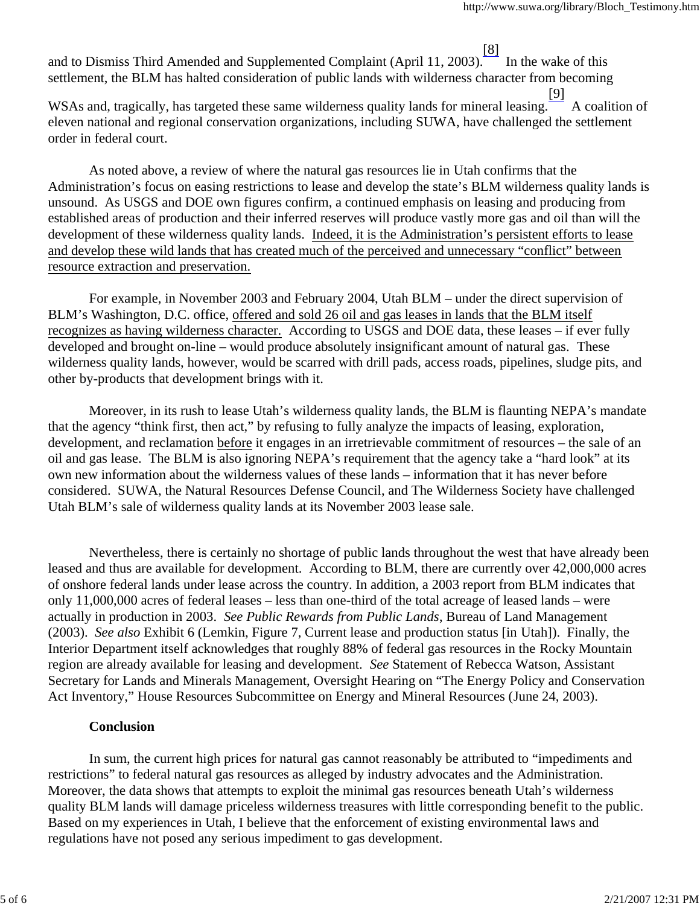and to Dismiss Third Amended and Supplemented Complaint (April 11, 2003).[8] In the wake of this settlement, the BLM has halted consideration of public lands with wilderness character from becoming WSAs and, tragically, has targeted these same wilderness quality lands for mineral leasing.[9] A coalition of eleven national and regional conservation organizations, including SUWA, have challenged the settlement order in federal court.

As noted above, a review of where the natural gas resources lie in Utah confirms that the Administration's focus on easing restrictions to lease and develop the state's BLM wilderness quality lands is unsound. As USGS and DOE own figures confirm, a continued emphasis on leasing and producing from established areas of production and their inferred reserves will produce vastly more gas and oil than will the development of these wilderness quality lands. Indeed, it is the Administration's persistent efforts to lease and develop these wild lands that has created much of the perceived and unnecessary "conflict" between resource extraction and preservation.

For example, in November 2003 and February 2004, Utah BLM – under the direct supervision of BLM's Washington, D.C. office, offered and sold 26 oil and gas leases in lands that the BLM itself recognizes as having wilderness character. According to USGS and DOE data, these leases – if ever fully developed and brought on-line – would produce absolutely insignificant amount of natural gas. These wilderness quality lands, however, would be scarred with drill pads, access roads, pipelines, sludge pits, and other by-products that development brings with it.

Moreover, in its rush to lease Utah's wilderness quality lands, the BLM is flaunting NEPA's mandate that the agency "think first, then act," by refusing to fully analyze the impacts of leasing, exploration, development, and reclamation before it engages in an irretrievable commitment of resources – the sale of an oil and gas lease. The BLM is also ignoring NEPA's requirement that the agency take a "hard look" at its own new information about the wilderness values of these lands – information that it has never before considered. SUWA, the Natural Resources Defense Council, and The Wilderness Society have challenged Utah BLM's sale of wilderness quality lands at its November 2003 lease sale.

Nevertheless, there is certainly no shortage of public lands throughout the west that have already been leased and thus are available for development. According to BLM, there are currently over 42,000,000 acres of onshore federal lands under lease across the country. In addition, a 2003 report from BLM indicates that only 11,000,000 acres of federal leases – less than one-third of the total acreage of leased lands – were actually in production in 2003. *See Public Rewards from Public Lands*, Bureau of Land Management (2003). *See also* Exhibit 6 (Lemkin, Figure 7, Current lease and production status [in Utah]). Finally, the Interior Department itself acknowledges that roughly 88% of federal gas resources in the Rocky Mountain region are already available for leasing and development. *See* Statement of Rebecca Watson, Assistant Secretary for Lands and Minerals Management, Oversight Hearing on "The Energy Policy and Conservation Act Inventory," House Resources Subcommittee on Energy and Mineral Resources (June 24, 2003).

**Conclusion**

In sum, the current high prices for natural gas cannot reasonably be attributed to "impediments and restrictions" to federal natural gas resources as alleged by industry advocates and the Administration. Moreover, the data shows that attempts to exploit the minimal gas resources beneath Utah's wilderness quality BLM lands will damage priceless wilderness treasures with little corresponding benefit to the public. Based on my experiences in Utah, I believe that the enforcement of existing environmental laws and regulations have not posed any serious impediment to gas development.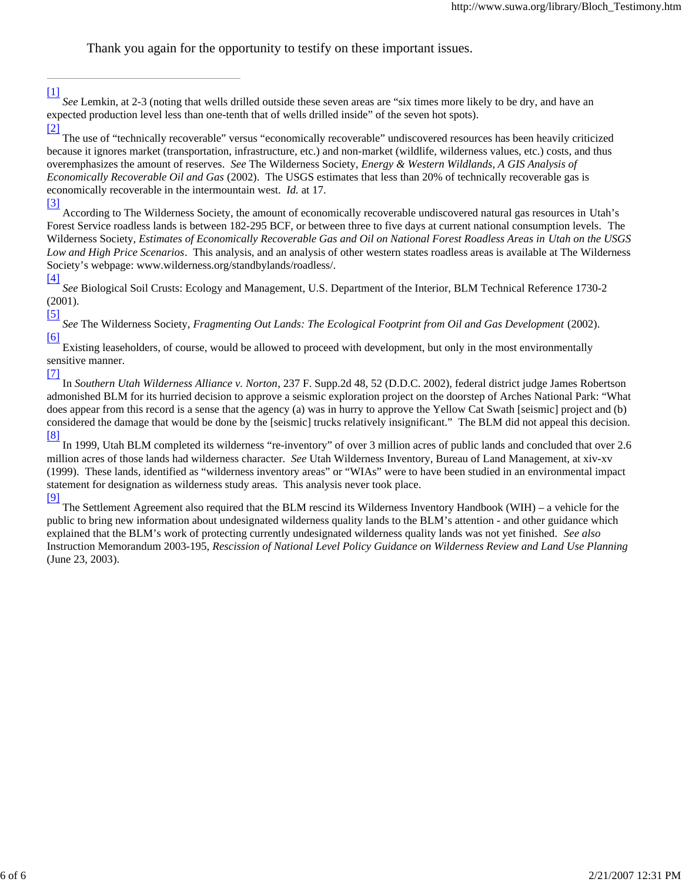Thank you again for the opportunity to testify on these important issues.

---

[1] *See* Lemkin, at 2-3 (noting that wells drilled outside these seven areas are "six times more likely to be dry, and have an expected production level less than one-tenth that of wells drilled inside" of the seven hot spots).

[2] The use of "technically recoverable" versus "economically recoverable" undiscovered resources has been heavily criticized because it ignores market (transportation, infrastructure, etc.) and non-market (wildlife, wilderness values, etc.) costs, and thus overemphasizes the amount of reserves. *See* The Wilderness Society, *Energy & Western Wildlands, A GIS Analysis of Economically Recoverable Oil and Gas* (2002). The USGS estimates that less than 20% of technically recoverable gas is economically recoverable in the intermountain west. *Id.* at 17.

[3] According to The Wilderness Society, the amount of economically recoverable undiscovered natural gas resources in Utah's Forest Service roadless lands is between 182-295 BCF, or between three to five days at current national consumption levels. The Wilderness Society, *Estimates of Economically Recoverable Gas and Oil on National Forest Roadless Areas in Utah on the USGS Low and High Price Scenarios*. This analysis, and an analysis of other western states roadless areas is available at The Wilderness Society's webpage: www.wilderness.org/standbylands/roadless/.

[4] *See* Biological Soil Crusts: Ecology and Management, U.S. Department of the Interior, BLM Technical Reference 1730-2 (2001).

[5] *See* The Wilderness Society, *Fragmenting Out Lands: The Ecological Footprint from Oil and Gas Development* (2002).

[6] Existing leaseholders, of course, would be allowed to proceed with development, but only in the most environmentally sensitive manner.

[7] In *Southern Utah Wilderness Alliance v. Norton*, 237 F. Supp.2d 48, 52 (D.D.C. 2002), federal district judge James Robertson admonished BLM for its hurried decision to approve a seismic exploration project on the doorstep of Arches National Park: "What does appear from this record is a sense that the agency (a) was in hurry to approve the Yellow Cat Swath [seismic] project and (b) considered the damage that would be done by the [seismic] trucks relatively insignificant." The BLM did not appeal this decision.

[8] In 1999, Utah BLM completed its wilderness "re-inventory" of over 3 million acres of public lands and concluded that over 2.6 million acres of those lands had wilderness character. *See* Utah Wilderness Inventory, Bureau of Land Management, at xiv-xv (1999). These lands, identified as "wilderness inventory areas" or "WIAs" were to have been studied in an environmental impact statement for designation as wilderness study areas. This analysis never took place.

[9] The Settlement Agreement also required that the BLM rescind its Wilderness Inventory Handbook (WIH) – a vehicle for the public to bring new information about undesignated wilderness quality lands to the BLM's attention - and other guidance which explained that the BLM's work of protecting currently undesignated wilderness quality lands was not yet finished. *See also* Instruction Memorandum 2003-195, *Rescission of National Level Policy Guidance on Wilderness Review and Land Use Planning* (June 23, 2003).